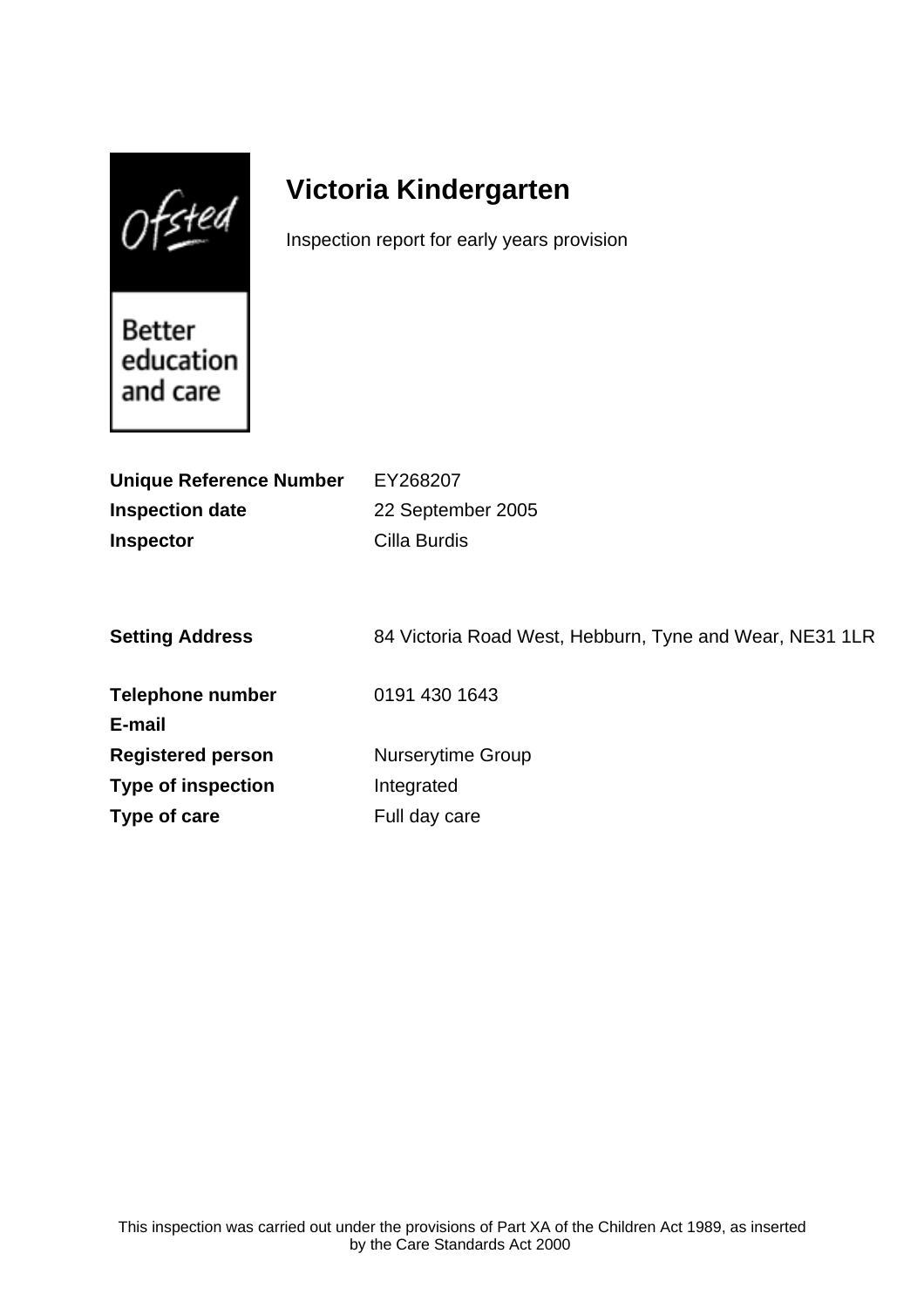Ofsted

Better education and care

# Victoria Kindergarten

Inspection report for early years provision

| | |
|---|---|
| **Unique Reference Number** | EY268207 |
| **Inspection date** | 22 September 2005 |
| **Inspector** | Cilla Burdis |

| | |
|---|---|
| **Setting Address** | 84 Victoria Road West, Hebburn, Tyne and Wear, NE31 1LR |
| **Telephone number** | 0191 430 1643 |
| **E-mail** | |
| **Registered person** | Nurserytime Group |
| **Type of inspection** | Integrated |
| **Type of care** | Full day care |

This inspection was carried out under the provisions of Part XA of the Children Act 1989, as inserted by the Care Standards Act 2000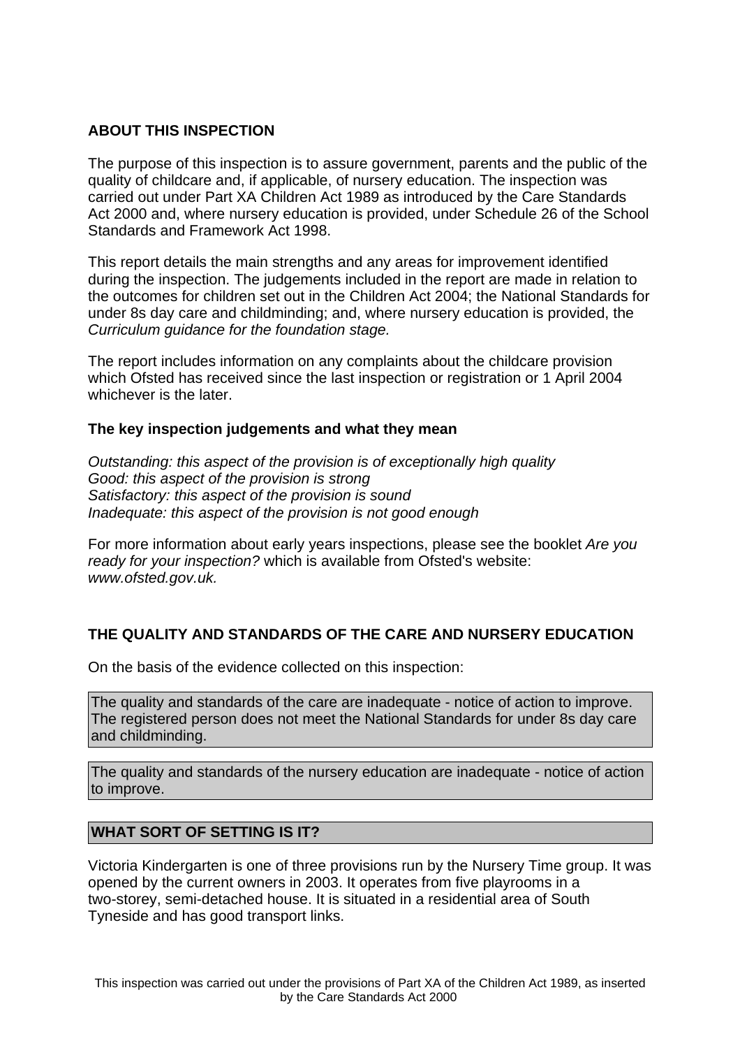## ABOUT THIS INSPECTION

The purpose of this inspection is to assure government, parents and the public of the quality of childcare and, if applicable, of nursery education. The inspection was carried out under Part XA Children Act 1989 as introduced by the Care Standards Act 2000 and, where nursery education is provided, under Schedule 26 of the School Standards and Framework Act 1998.

This report details the main strengths and any areas for improvement identified during the inspection. The judgements included in the report are made in relation to the outcomes for children set out in the Children Act 2004; the National Standards for under 8s day care and childminding; and, where nursery education is provided, the *Curriculum guidance for the foundation stage.*

The report includes information on any complaints about the childcare provision which Ofsted has received since the last inspection or registration or 1 April 2004 whichever is the later.

### The key inspection judgements and what they mean

*Outstanding: this aspect of the provision is of exceptionally high quality*
*Good: this aspect of the provision is strong*
*Satisfactory: this aspect of the provision is sound*
*Inadequate: this aspect of the provision is not good enough*

For more information about early years inspections, please see the booklet *Are you ready for your inspection?* which is available from Ofsted's website: *www.ofsted.gov.uk.*

## THE QUALITY AND STANDARDS OF THE CARE AND NURSERY EDUCATION

On the basis of the evidence collected on this inspection:

The quality and standards of the care are inadequate - notice of action to improve. The registered person does not meet the National Standards for under 8s day care and childminding.

The quality and standards of the nursery education are inadequate - notice of action to improve.

## WHAT SORT OF SETTING IS IT?

Victoria Kindergarten is one of three provisions run by the Nursery Time group. It was opened by the current owners in 2003. It operates from five playrooms in a two-storey, semi-detached house. It is situated in a residential area of South Tyneside and has good transport links.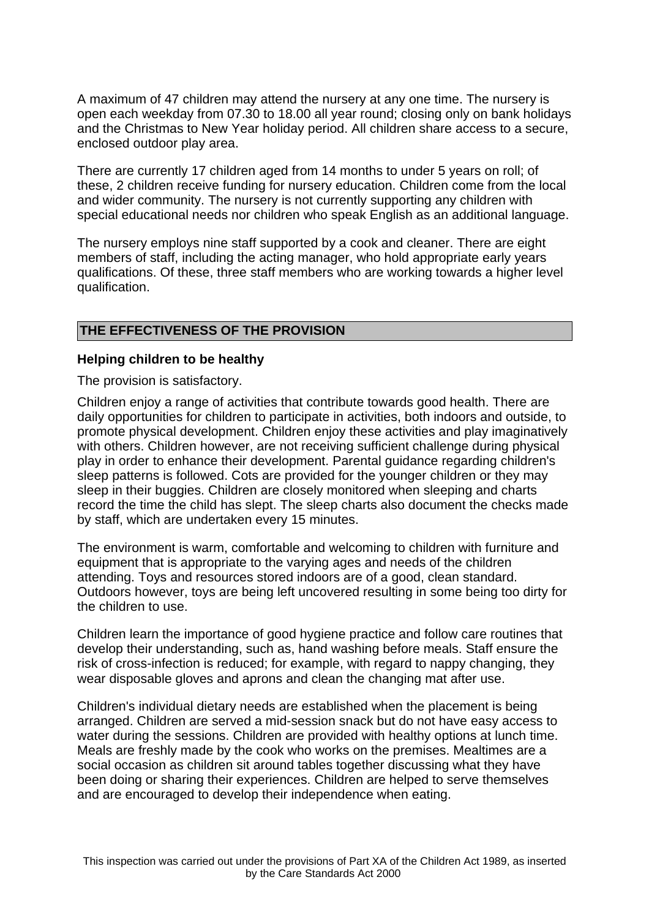A maximum of 47 children may attend the nursery at any one time. The nursery is open each weekday from 07.30 to 18.00 all year round; closing only on bank holidays and the Christmas to New Year holiday period. All children share access to a secure, enclosed outdoor play area.

There are currently 17 children aged from 14 months to under 5 years on roll; of these, 2 children receive funding for nursery education. Children come from the local and wider community. The nursery is not currently supporting any children with special educational needs nor children who speak English as an additional language.

The nursery employs nine staff supported by a cook and cleaner. There are eight members of staff, including the acting manager, who hold appropriate early years qualifications. Of these, three staff members who are working towards a higher level qualification.

## THE EFFECTIVENESS OF THE PROVISION

### Helping children to be healthy

The provision is satisfactory.

Children enjoy a range of activities that contribute towards good health. There are daily opportunities for children to participate in activities, both indoors and outside, to promote physical development. Children enjoy these activities and play imaginatively with others. Children however, are not receiving sufficient challenge during physical play in order to enhance their development. Parental guidance regarding children's sleep patterns is followed. Cots are provided for the younger children or they may sleep in their buggies. Children are closely monitored when sleeping and charts record the time the child has slept. The sleep charts also document the checks made by staff, which are undertaken every 15 minutes.

The environment is warm, comfortable and welcoming to children with furniture and equipment that is appropriate to the varying ages and needs of the children attending. Toys and resources stored indoors are of a good, clean standard. Outdoors however, toys are being left uncovered resulting in some being too dirty for the children to use.

Children learn the importance of good hygiene practice and follow care routines that develop their understanding, such as, hand washing before meals. Staff ensure the risk of cross-infection is reduced; for example, with regard to nappy changing, they wear disposable gloves and aprons and clean the changing mat after use.

Children's individual dietary needs are established when the placement is being arranged. Children are served a mid-session snack but do not have easy access to water during the sessions. Children are provided with healthy options at lunch time. Meals are freshly made by the cook who works on the premises. Mealtimes are a social occasion as children sit around tables together discussing what they have been doing or sharing their experiences. Children are helped to serve themselves and are encouraged to develop their independence when eating.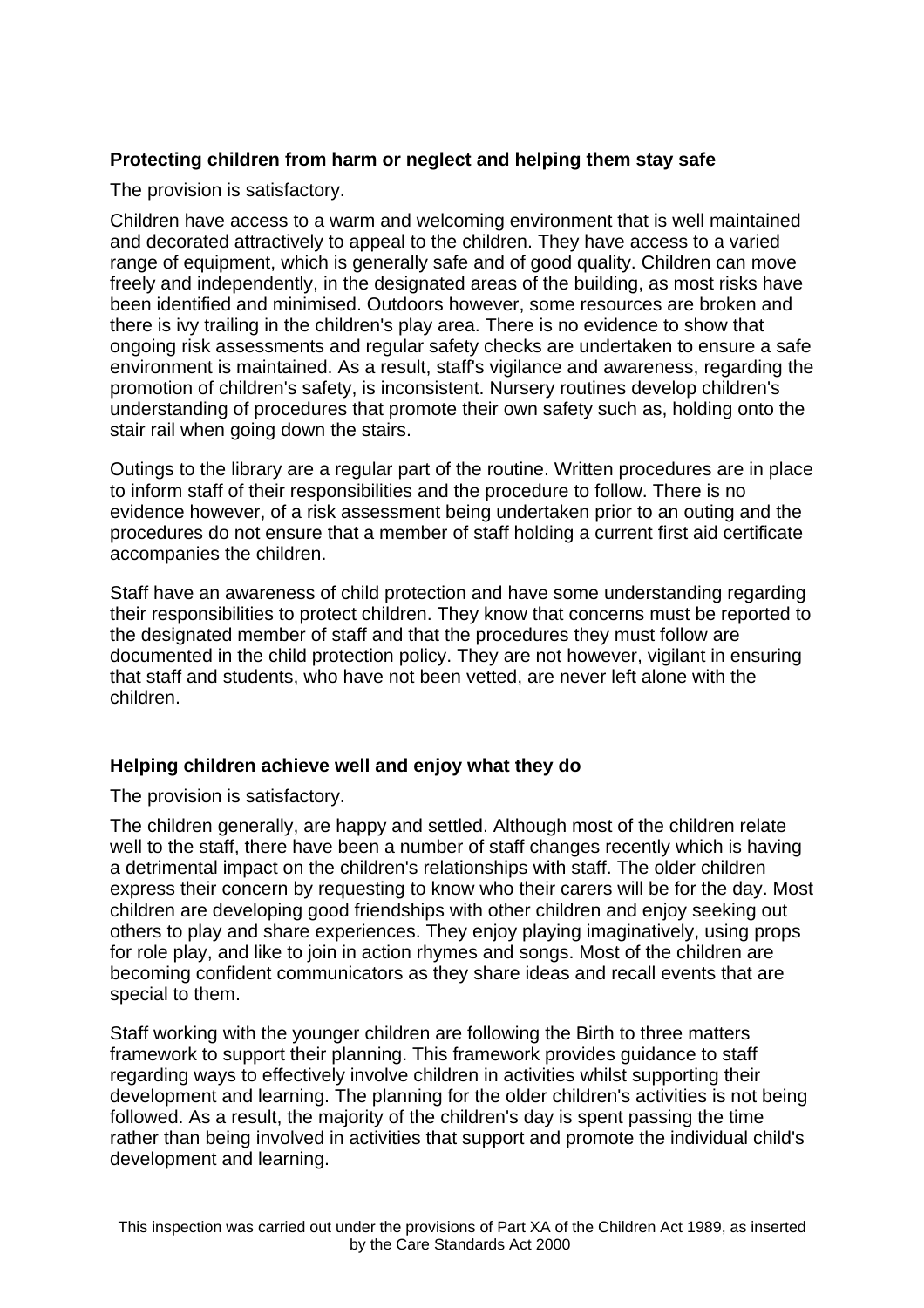**Protecting children from harm or neglect and helping them stay safe**

The provision is satisfactory.

Children have access to a warm and welcoming environment that is well maintained and decorated attractively to appeal to the children. They have access to a varied range of equipment, which is generally safe and of good quality. Children can move freely and independently, in the designated areas of the building, as most risks have been identified and minimised. Outdoors however, some resources are broken and there is ivy trailing in the children's play area. There is no evidence to show that ongoing risk assessments and regular safety checks are undertaken to ensure a safe environment is maintained. As a result, staff's vigilance and awareness, regarding the promotion of children's safety, is inconsistent. Nursery routines develop children's understanding of procedures that promote their own safety such as, holding onto the stair rail when going down the stairs.

Outings to the library are a regular part of the routine. Written procedures are in place to inform staff of their responsibilities and the procedure to follow. There is no evidence however, of a risk assessment being undertaken prior to an outing and the procedures do not ensure that a member of staff holding a current first aid certificate accompanies the children.

Staff have an awareness of child protection and have some understanding regarding their responsibilities to protect children. They know that concerns must be reported to the designated member of staff and that the procedures they must follow are documented in the child protection policy. They are not however, vigilant in ensuring that staff and students, who have not been vetted, are never left alone with the children.

**Helping children achieve well and enjoy what they do**

The provision is satisfactory.

The children generally, are happy and settled. Although most of the children relate well to the staff, there have been a number of staff changes recently which is having a detrimental impact on the children's relationships with staff. The older children express their concern by requesting to know who their carers will be for the day. Most children are developing good friendships with other children and enjoy seeking out others to play and share experiences. They enjoy playing imaginatively, using props for role play, and like to join in action rhymes and songs. Most of the children are becoming confident communicators as they share ideas and recall events that are special to them.

Staff working with the younger children are following the Birth to three matters framework to support their planning. This framework provides guidance to staff regarding ways to effectively involve children in activities whilst supporting their development and learning. The planning for the older children's activities is not being followed. As a result, the majority of the children's day is spent passing the time rather than being involved in activities that support and promote the individual child's development and learning.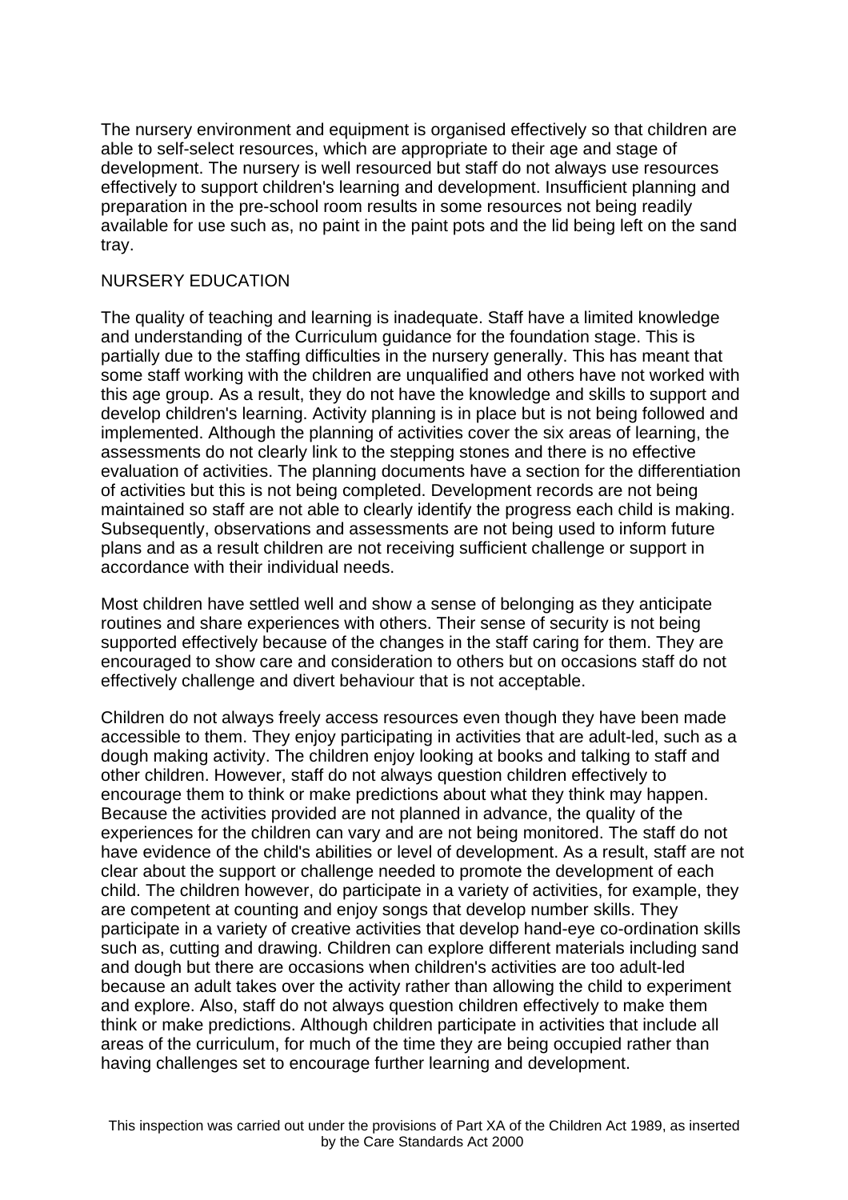The nursery environment and equipment is organised effectively so that children are able to self-select resources, which are appropriate to their age and stage of development. The nursery is well resourced but staff do not always use resources effectively to support children's learning and development. Insufficient planning and preparation in the pre-school room results in some resources not being readily available for use such as, no paint in the paint pots and the lid being left on the sand tray.

## NURSERY EDUCATION

The quality of teaching and learning is inadequate. Staff have a limited knowledge and understanding of the Curriculum guidance for the foundation stage. This is partially due to the staffing difficulties in the nursery generally. This has meant that some staff working with the children are unqualified and others have not worked with this age group. As a result, they do not have the knowledge and skills to support and develop children's learning. Activity planning is in place but is not being followed and implemented. Although the planning of activities cover the six areas of learning, the assessments do not clearly link to the stepping stones and there is no effective evaluation of activities. The planning documents have a section for the differentiation of activities but this is not being completed. Development records are not being maintained so staff are not able to clearly identify the progress each child is making. Subsequently, observations and assessments are not being used to inform future plans and as a result children are not receiving sufficient challenge or support in accordance with their individual needs.

Most children have settled well and show a sense of belonging as they anticipate routines and share experiences with others. Their sense of security is not being supported effectively because of the changes in the staff caring for them. They are encouraged to show care and consideration to others but on occasions staff do not effectively challenge and divert behaviour that is not acceptable.

Children do not always freely access resources even though they have been made accessible to them. They enjoy participating in activities that are adult-led, such as a dough making activity. The children enjoy looking at books and talking to staff and other children. However, staff do not always question children effectively to encourage them to think or make predictions about what they think may happen. Because the activities provided are not planned in advance, the quality of the experiences for the children can vary and are not being monitored. The staff do not have evidence of the child's abilities or level of development. As a result, staff are not clear about the support or challenge needed to promote the development of each child. The children however, do participate in a variety of activities, for example, they are competent at counting and enjoy songs that develop number skills. They participate in a variety of creative activities that develop hand-eye co-ordination skills such as, cutting and drawing. Children can explore different materials including sand and dough but there are occasions when children's activities are too adult-led because an adult takes over the activity rather than allowing the child to experiment and explore. Also, staff do not always question children effectively to make them think or make predictions. Although children participate in activities that include all areas of the curriculum, for much of the time they are being occupied rather than having challenges set to encourage further learning and development.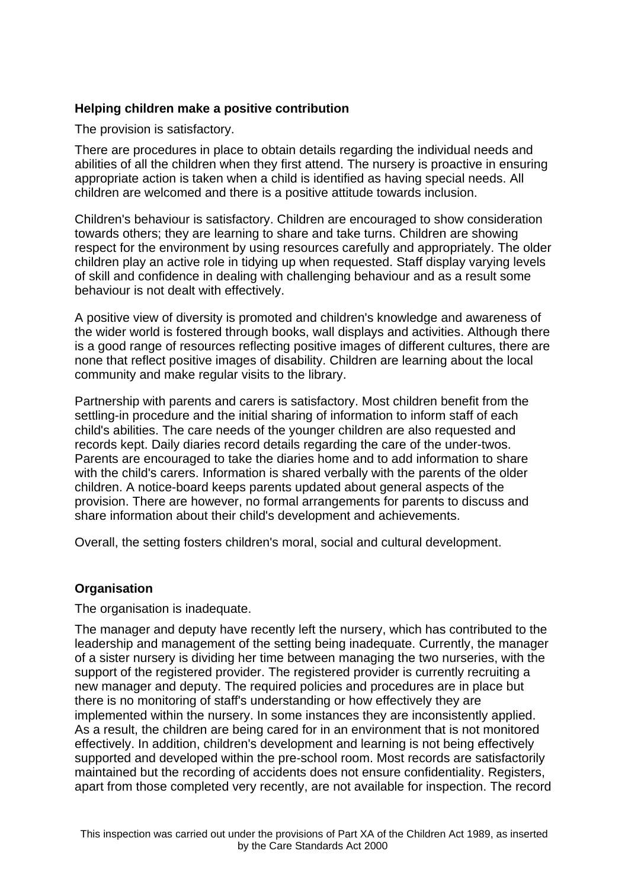**Helping children make a positive contribution**

The provision is satisfactory.

There are procedures in place to obtain details regarding the individual needs and abilities of all the children when they first attend. The nursery is proactive in ensuring appropriate action is taken when a child is identified as having special needs. All children are welcomed and there is a positive attitude towards inclusion.

Children's behaviour is satisfactory. Children are encouraged to show consideration towards others; they are learning to share and take turns. Children are showing respect for the environment by using resources carefully and appropriately. The older children play an active role in tidying up when requested. Staff display varying levels of skill and confidence in dealing with challenging behaviour and as a result some behaviour is not dealt with effectively.

A positive view of diversity is promoted and children's knowledge and awareness of the wider world is fostered through books, wall displays and activities. Although there is a good range of resources reflecting positive images of different cultures, there are none that reflect positive images of disability. Children are learning about the local community and make regular visits to the library.

Partnership with parents and carers is satisfactory. Most children benefit from the settling-in procedure and the initial sharing of information to inform staff of each child's abilities. The care needs of the younger children are also requested and records kept. Daily diaries record details regarding the care of the under-twos. Parents are encouraged to take the diaries home and to add information to share with the child's carers. Information is shared verbally with the parents of the older children. A notice-board keeps parents updated about general aspects of the provision. There are however, no formal arrangements for parents to discuss and share information about their child's development and achievements.

Overall, the setting fosters children's moral, social and cultural development.

**Organisation**

The organisation is inadequate.

The manager and deputy have recently left the nursery, which has contributed to the leadership and management of the setting being inadequate. Currently, the manager of a sister nursery is dividing her time between managing the two nurseries, with the support of the registered provider. The registered provider is currently recruiting a new manager and deputy. The required policies and procedures are in place but there is no monitoring of staff's understanding or how effectively they are implemented within the nursery. In some instances they are inconsistently applied. As a result, the children are being cared for in an environment that is not monitored effectively. In addition, children's development and learning is not being effectively supported and developed within the pre-school room. Most records are satisfactorily maintained but the recording of accidents does not ensure confidentiality. Registers, apart from those completed very recently, are not available for inspection. The record

This inspection was carried out under the provisions of Part XA of the Children Act 1989, as inserted by the Care Standards Act 2000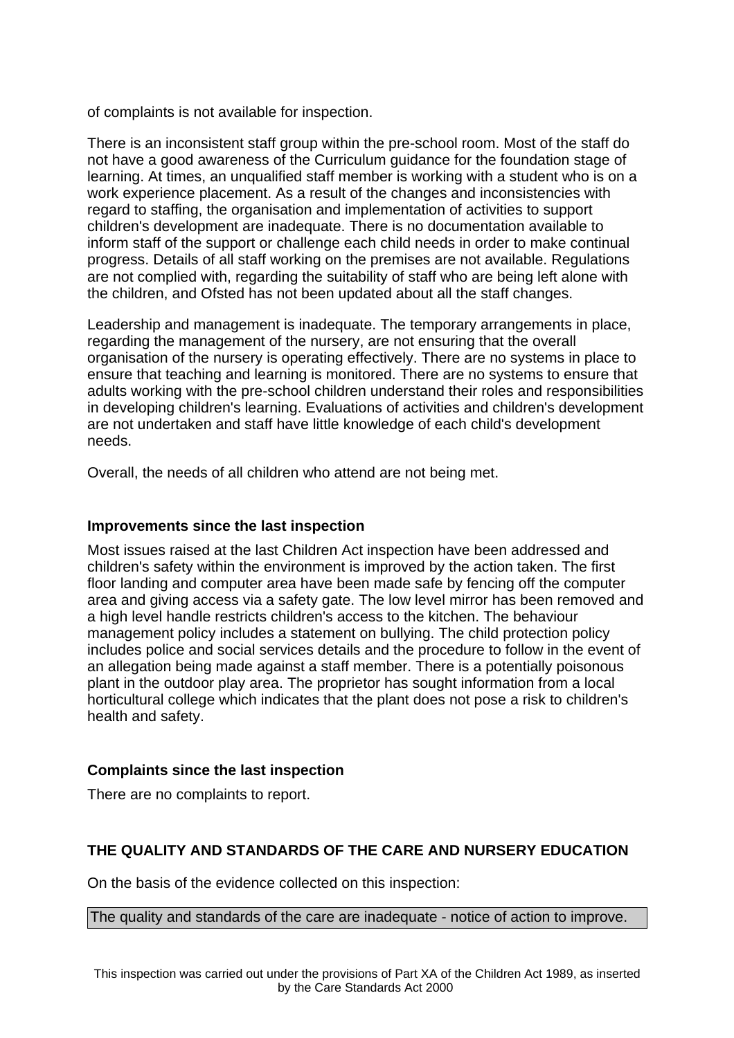of complaints is not available for inspection.

There is an inconsistent staff group within the pre-school room. Most of the staff do not have a good awareness of the Curriculum guidance for the foundation stage of learning. At times, an unqualified staff member is working with a student who is on a work experience placement. As a result of the changes and inconsistencies with regard to staffing, the organisation and implementation of activities to support children's development are inadequate. There is no documentation available to inform staff of the support or challenge each child needs in order to make continual progress. Details of all staff working on the premises are not available. Regulations are not complied with, regarding the suitability of staff who are being left alone with the children, and Ofsted has not been updated about all the staff changes.

Leadership and management is inadequate. The temporary arrangements in place, regarding the management of the nursery, are not ensuring that the overall organisation of the nursery is operating effectively. There are no systems in place to ensure that teaching and learning is monitored. There are no systems to ensure that adults working with the pre-school children understand their roles and responsibilities in developing children's learning. Evaluations of activities and children's development are not undertaken and staff have little knowledge of each child's development needs.

Overall, the needs of all children who attend are not being met.

### Improvements since the last inspection

Most issues raised at the last Children Act inspection have been addressed and children's safety within the environment is improved by the action taken. The first floor landing and computer area have been made safe by fencing off the computer area and giving access via a safety gate. The low level mirror has been removed and a high level handle restricts children's access to the kitchen. The behaviour management policy includes a statement on bullying. The child protection policy includes police and social services details and the procedure to follow in the event of an allegation being made against a staff member. There is a potentially poisonous plant in the outdoor play area. The proprietor has sought information from a local horticultural college which indicates that the plant does not pose a risk to children's health and safety.

### Complaints since the last inspection

There are no complaints to report.

## THE QUALITY AND STANDARDS OF THE CARE AND NURSERY EDUCATION

On the basis of the evidence collected on this inspection:

The quality and standards of the care are inadequate - notice of action to improve.

This inspection was carried out under the provisions of Part XA of the Children Act 1989, as inserted by the Care Standards Act 2000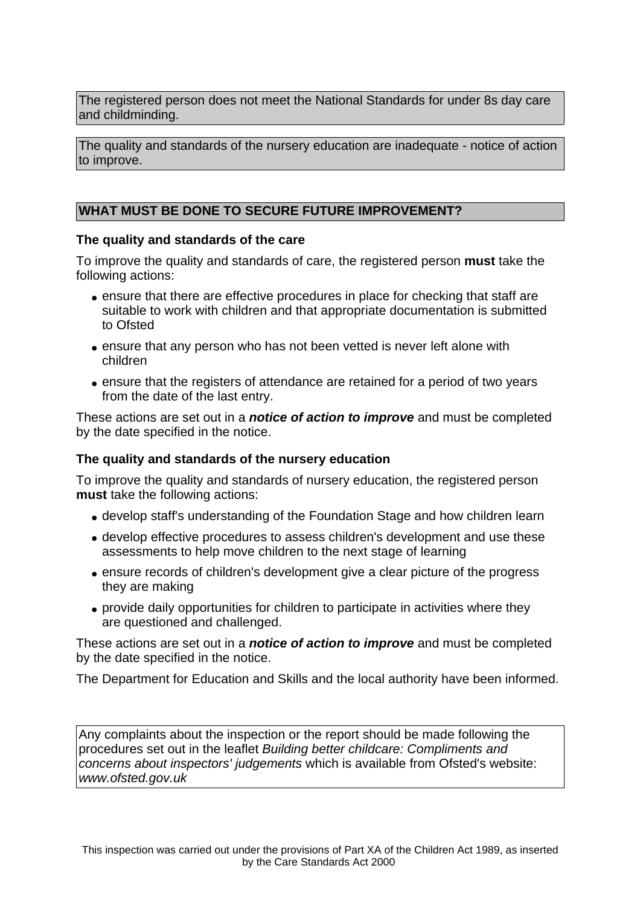The registered person does not meet the National Standards for under 8s day care and childminding.

The quality and standards of the nursery education are inadequate - notice of action to improve.

## WHAT MUST BE DONE TO SECURE FUTURE IMPROVEMENT?

### The quality and standards of the care

To improve the quality and standards of care, the registered person **must** take the following actions:

- ensure that there are effective procedures in place for checking that staff are suitable to work with children and that appropriate documentation is submitted to Ofsted
- ensure that any person who has not been vetted is never left alone with children
- ensure that the registers of attendance are retained for a period of two years from the date of the last entry.

These actions are set out in a ***notice of action to improve*** and must be completed by the date specified in the notice.

### The quality and standards of the nursery education

To improve the quality and standards of nursery education, the registered person **must** take the following actions:

- develop staff's understanding of the Foundation Stage and how children learn
- develop effective procedures to assess children's development and use these assessments to help move children to the next stage of learning
- ensure records of children's development give a clear picture of the progress they are making
- provide daily opportunities for children to participate in activities where they are questioned and challenged.

These actions are set out in a ***notice of action to improve*** and must be completed by the date specified in the notice.

The Department for Education and Skills and the local authority have been informed.

Any complaints about the inspection or the report should be made following the procedures set out in the leaflet *Building better childcare: Compliments and concerns about inspectors' judgements* which is available from Ofsted's website: *www.ofsted.gov.uk*

This inspection was carried out under the provisions of Part XA of the Children Act 1989, as inserted by the Care Standards Act 2000